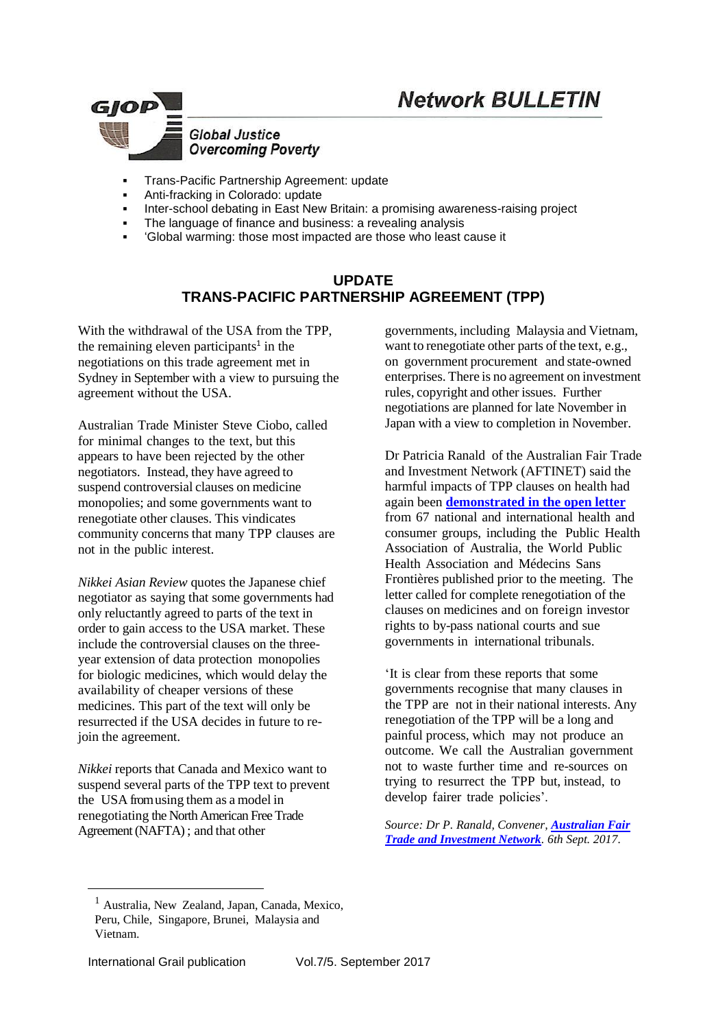# Network BULLETIN

**GJOP** Global Justice Overcoming Poverty

- Trans-Pacific Partnership Agreement: update
- Anti-fracking in Colorado: update
- Inter-school debating in East New Britain: a promising awareness-raising project
- The language of finance and business: a revealing analysis
- 'Global warming: those most impacted are those who least cause it

## UPDATE
## TRANS-PACIFIC PARTNERSHIP AGREEMENT (TPP)

With the withdrawal of the USA from the TPP, the remaining eleven participants[1] in the negotiations on this trade agreement met in Sydney in September with a view to pursuing the agreement without the USA.

Australian Trade Minister Steve Ciobo, called for minimal changes to the text, but this appears to have been rejected by the other negotiators. Instead, they have agreed to suspend controversial clauses on medicine monopolies; and some governments want to renegotiate other clauses. This vindicates community concerns that many TPP clauses are not in the public interest.

*Nikkei Asian Review* quotes the Japanese chief negotiator as saying that some governments had only reluctantly agreed to parts of the text in order to gain access to the USA market. These include the controversial clauses on the three-year extension of data protection monopolies for biologic medicines, which would delay the availability of cheaper versions of these medicines. This part of the text will only be resurrected if the USA decides in future to re-join the agreement.

*Nikkei* reports that Canada and Mexico want to suspend several parts of the TPP text to prevent the USA from using them as a model in renegotiating the North American Free Trade Agreement (NAFTA) ; and that other governments, including Malaysia and Vietnam, want to renegotiate other parts of the text, e.g., on government procurement and state-owned enterprises. There is no agreement on investment rules, copyright and other issues. Further negotiations are planned for late November in Japan with a view to completion in November.

Dr Patricia Ranald of the Australian Fair Trade and Investment Network (AFTINET) said the harmful impacts of TPP clauses on health had again been **demonstrated in the open letter** from 67 national and international health and consumer groups, including the Public Health Association of Australia, the World Public Health Association and Médecins Sans Frontières published prior to the meeting. The letter called for complete renegotiation of the clauses on medicines and on foreign investor rights to by-pass national courts and sue governments in international tribunals.

'It is clear from these reports that some governments recognise that many clauses in the TPP are not in their national interests. Any renegotiation of the TPP will be a long and painful process, which may not produce an outcome. We call the Australian government not to waste further time and re-sources on trying to resurrect the TPP but, instead, to develop fairer trade policies'.

*Source: Dr P. Ranald, Convener,* ***Australian Fair Trade and Investment Network****. 6th Sept. 2017.*

---

[1] Australia, New Zealand, Japan, Canada, Mexico, Peru, Chile, Singapore, Brunei, Malaysia and Vietnam.

International Grail publication Vol.7/5. September 2017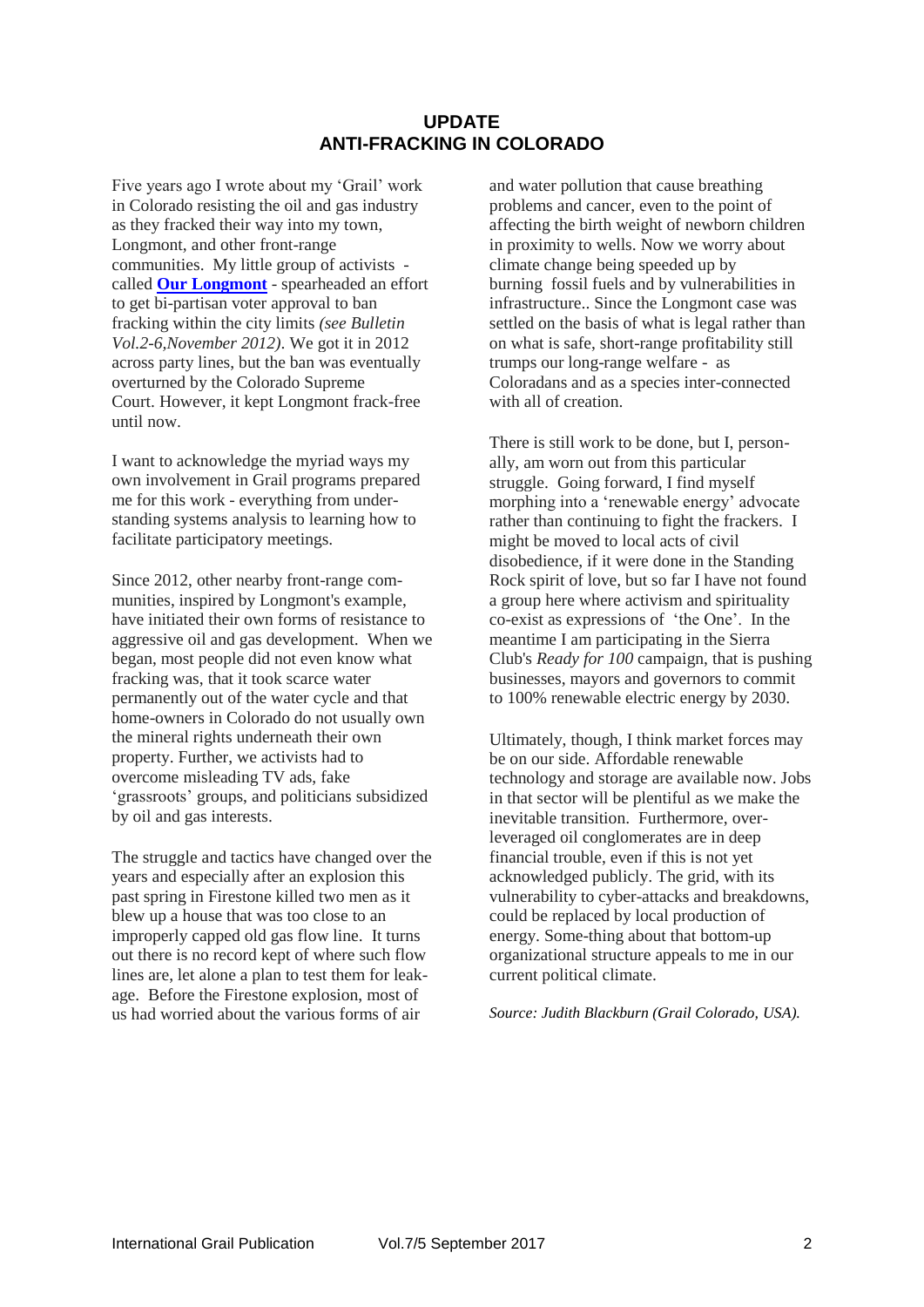## UPDATE
## ANTI-FRACKING IN COLORADO

Five years ago I wrote about my 'Grail' work in Colorado resisting the oil and gas industry as they fracked their way into my town, Longmont, and other front-range communities. My little group of activists - called **Our Longmont** - spearheaded an effort to get bi-partisan voter approval to ban fracking within the city limits *(see Bulletin Vol.2-6,November 2012)*. We got it in 2012 across party lines, but the ban was eventually overturned by the Colorado Supreme Court. However, it kept Longmont frack-free until now.

I want to acknowledge the myriad ways my own involvement in Grail programs prepared me for this work - everything from understanding systems analysis to learning how to facilitate participatory meetings.

Since 2012, other nearby front-range communities, inspired by Longmont's example, have initiated their own forms of resistance to aggressive oil and gas development. When we began, most people did not even know what fracking was, that it took scarce water permanently out of the water cycle and that home-owners in Colorado do not usually own the mineral rights underneath their own property. Further, we activists had to overcome misleading TV ads, fake 'grassroots' groups, and politicians subsidized by oil and gas interests.

The struggle and tactics have changed over the years and especially after an explosion this past spring in Firestone killed two men as it blew up a house that was too close to an improperly capped old gas flow line. It turns out there is no record kept of where such flow lines are, let alone a plan to test them for leakage. Before the Firestone explosion, most of us had worried about the various forms of air and water pollution that cause breathing problems and cancer, even to the point of affecting the birth weight of newborn children in proximity to wells. Now we worry about climate change being speeded up by burning fossil fuels and by vulnerabilities in infrastructure.. Since the Longmont case was settled on the basis of what is legal rather than on what is safe, short-range profitability still trumps our long-range welfare - as Coloradans and as a species inter-connected with all of creation.

There is still work to be done, but I, personally, am worn out from this particular struggle. Going forward, I find myself morphing into a 'renewable energy' advocate rather than continuing to fight the frackers. I might be moved to local acts of civil disobedience, if it were done in the Standing Rock spirit of love, but so far I have not found a group here where activism and spirituality co-exist as expressions of 'the One'. In the meantime I am participating in the Sierra Club's *Ready for 100* campaign, that is pushing businesses, mayors and governors to commit to 100% renewable electric energy by 2030.

Ultimately, though, I think market forces may be on our side. Affordable renewable technology and storage are available now. Jobs in that sector will be plentiful as we make the inevitable transition. Furthermore, over-leveraged oil conglomerates are in deep financial trouble, even if this is not yet acknowledged publicly. The grid, with its vulnerability to cyber-attacks and breakdowns, could be replaced by local production of energy. Some-thing about that bottom-up organizational structure appeals to me in our current political climate.

*Source: Judith Blackburn (Grail Colorado, USA).*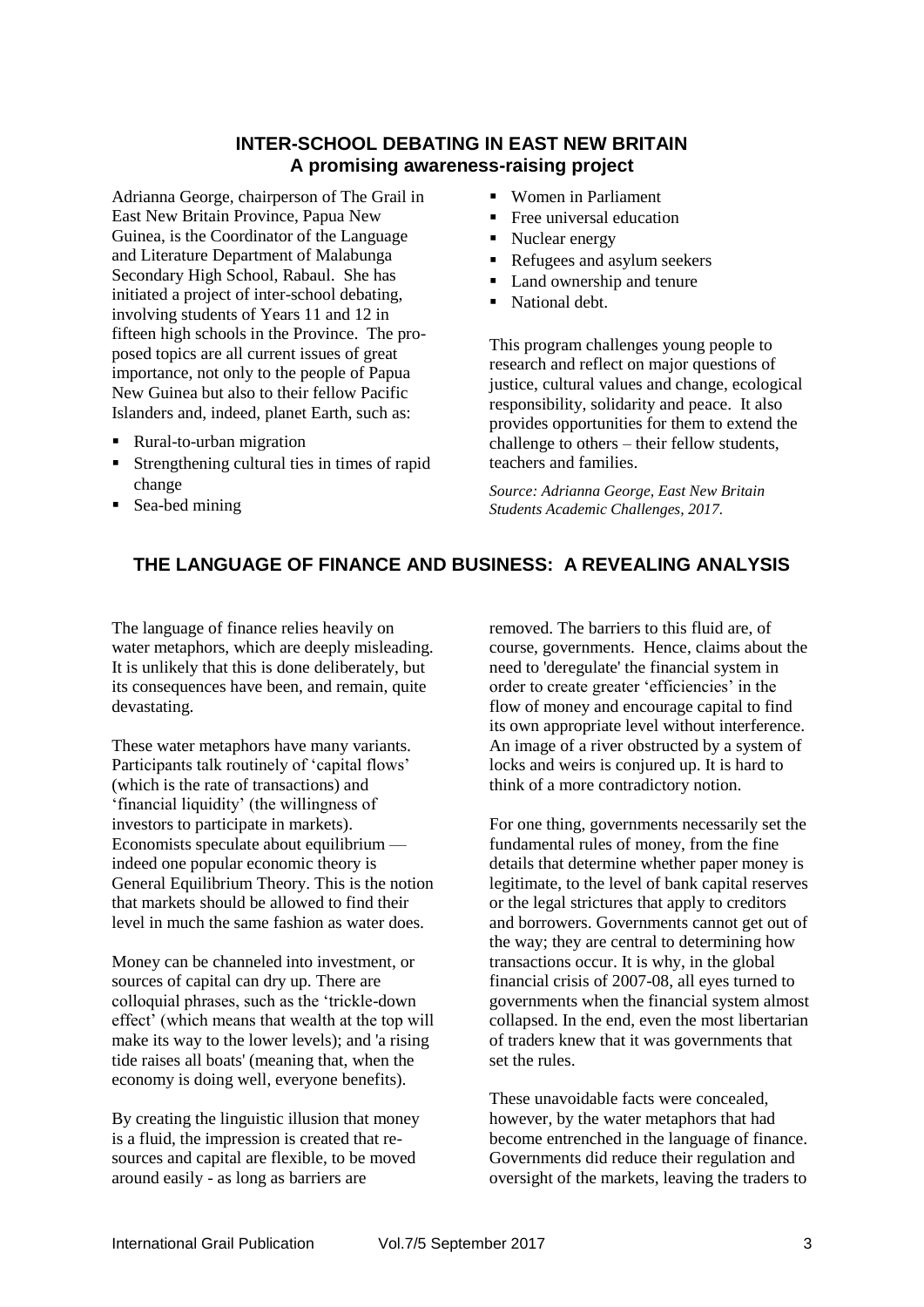## INTER-SCHOOL DEBATING IN EAST NEW BRITAIN
### A promising awareness-raising project

Adrianna George, chairperson of The Grail in East New Britain Province, Papua New Guinea, is the Coordinator of the Language and Literature Department of Malabunga Secondary High School, Rabaul. She has initiated a project of inter-school debating, involving students of Years 11 and 12 in fifteen high schools in the Province. The proposed topics are all current issues of great importance, not only to the people of Papua New Guinea but also to their fellow Pacific Islanders and, indeed, planet Earth, such as:

- Rural-to-urban migration
- Strengthening cultural ties in times of rapid change
- Sea-bed mining
- Women in Parliament
- Free universal education
- Nuclear energy
- Refugees and asylum seekers
- Land ownership and tenure
- National debt.

This program challenges young people to research and reflect on major questions of justice, cultural values and change, ecological responsibility, solidarity and peace. It also provides opportunities for them to extend the challenge to others – their fellow students, teachers and families.

*Source: Adrianna George, East New Britain Students Academic Challenges, 2017.*

## THE LANGUAGE OF FINANCE AND BUSINESS: A REVEALING ANALYSIS

The language of finance relies heavily on water metaphors, which are deeply misleading. It is unlikely that this is done deliberately, but its consequences have been, and remain, quite devastating.

These water metaphors have many variants. Participants talk routinely of 'capital flows' (which is the rate of transactions) and 'financial liquidity' (the willingness of investors to participate in markets). Economists speculate about equilibrium — indeed one popular economic theory is General Equilibrium Theory. This is the notion that markets should be allowed to find their level in much the same fashion as water does.

Money can be channeled into investment, or sources of capital can dry up. There are colloquial phrases, such as the 'trickle-down effect' (which means that wealth at the top will make its way to the lower levels); and 'a rising tide raises all boats' (meaning that, when the economy is doing well, everyone benefits).

By creating the linguistic illusion that money is a fluid, the impression is created that resources and capital are flexible, to be moved around easily - as long as barriers are removed. The barriers to this fluid are, of course, governments. Hence, claims about the need to 'deregulate' the financial system in order to create greater 'efficiencies' in the flow of money and encourage capital to find its own appropriate level without interference. An image of a river obstructed by a system of locks and weirs is conjured up. It is hard to think of a more contradictory notion.

For one thing, governments necessarily set the fundamental rules of money, from the fine details that determine whether paper money is legitimate, to the level of bank capital reserves or the legal strictures that apply to creditors and borrowers. Governments cannot get out of the way; they are central to determining how transactions occur. It is why, in the global financial crisis of 2007-08, all eyes turned to governments when the financial system almost collapsed. In the end, even the most libertarian of traders knew that it was governments that set the rules.

These unavoidable facts were concealed, however, by the water metaphors that had become entrenched in the language of finance. Governments did reduce their regulation and oversight of the markets, leaving the traders to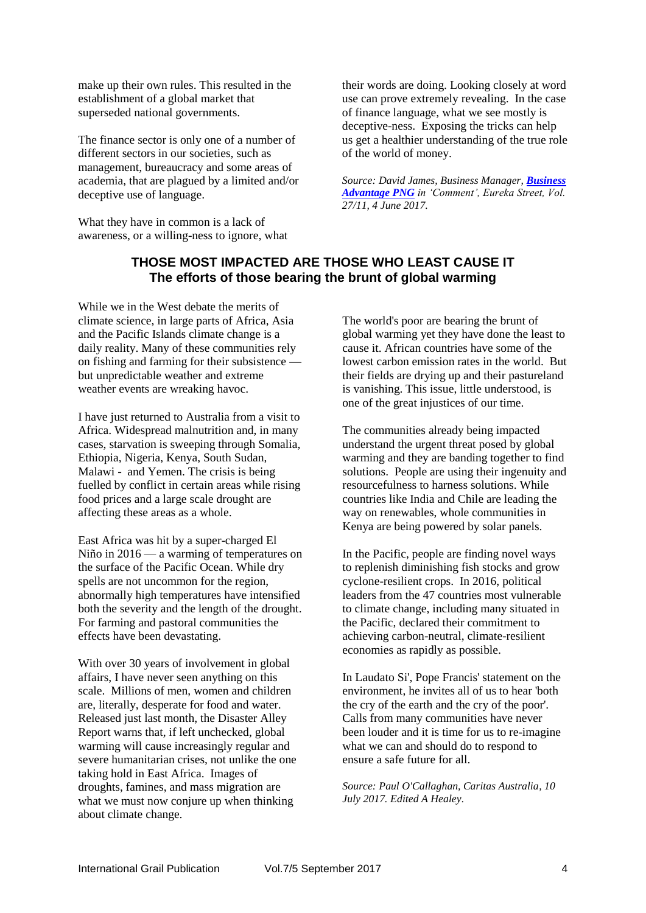make up their own rules. This resulted in the establishment of a global market that superseded national governments.

The finance sector is only one of a number of different sectors in our societies, such as management, bureaucracy and some areas of academia, that are plagued by a limited and/or deceptive use of language.

What they have in common is a lack of awareness, or a willing-ness to ignore, what their words are doing. Looking closely at word use can prove extremely revealing. In the case of finance language, what we see mostly is deceptive-ness. Exposing the tricks can help us get a healthier understanding of the true role of the world of money.

*Source: David James, Business Manager, **Business Advantage PNG** in 'Comment', Eureka Street, Vol. 27/11, 4 June 2017.*

## THOSE MOST IMPACTED ARE THOSE WHO LEAST CAUSE IT
### The efforts of those bearing the brunt of global warming

While we in the West debate the merits of climate science, in large parts of Africa, Asia and the Pacific Islands climate change is a daily reality. Many of these communities rely on fishing and farming for their subsistence — but unpredictable weather and extreme weather events are wreaking havoc.

I have just returned to Australia from a visit to Africa. Widespread malnutrition and, in many cases, starvation is sweeping through Somalia, Ethiopia, Nigeria, Kenya, South Sudan, Malawi - and Yemen. The crisis is being fuelled by conflict in certain areas while rising food prices and a large scale drought are affecting these areas as a whole.

East Africa was hit by a super-charged El Niño in 2016 — a warming of temperatures on the surface of the Pacific Ocean. While dry spells are not uncommon for the region, abnormally high temperatures have intensified both the severity and the length of the drought. For farming and pastoral communities the effects have been devastating.

With over 30 years of involvement in global affairs, I have never seen anything on this scale. Millions of men, women and children are, literally, desperate for food and water. Released just last month, the Disaster Alley Report warns that, if left unchecked, global warming will cause increasingly regular and severe humanitarian crises, not unlike the one taking hold in East Africa. Images of droughts, famines, and mass migration are what we must now conjure up when thinking about climate change.

The world's poor are bearing the brunt of global warming yet they have done the least to cause it. African countries have some of the lowest carbon emission rates in the world. But their fields are drying up and their pastureland is vanishing. This issue, little understood, is one of the great injustices of our time.

The communities already being impacted understand the urgent threat posed by global warming and they are banding together to find solutions. People are using their ingenuity and resourcefulness to harness solutions. While countries like India and Chile are leading the way on renewables, whole communities in Kenya are being powered by solar panels.

In the Pacific, people are finding novel ways to replenish diminishing fish stocks and grow cyclone-resilient crops. In 2016, political leaders from the 47 countries most vulnerable to climate change, including many situated in the Pacific, declared their commitment to achieving carbon-neutral, climate-resilient economies as rapidly as possible.

In Laudato Si', Pope Francis' statement on the environment, he invites all of us to hear 'both the cry of the earth and the cry of the poor'. Calls from many communities have never been louder and it is time for us to re-imagine what we can and should do to respond to ensure a safe future for all.

*Source: Paul O'Callaghan, Caritas Australia, 10 July 2017. Edited A Healey.*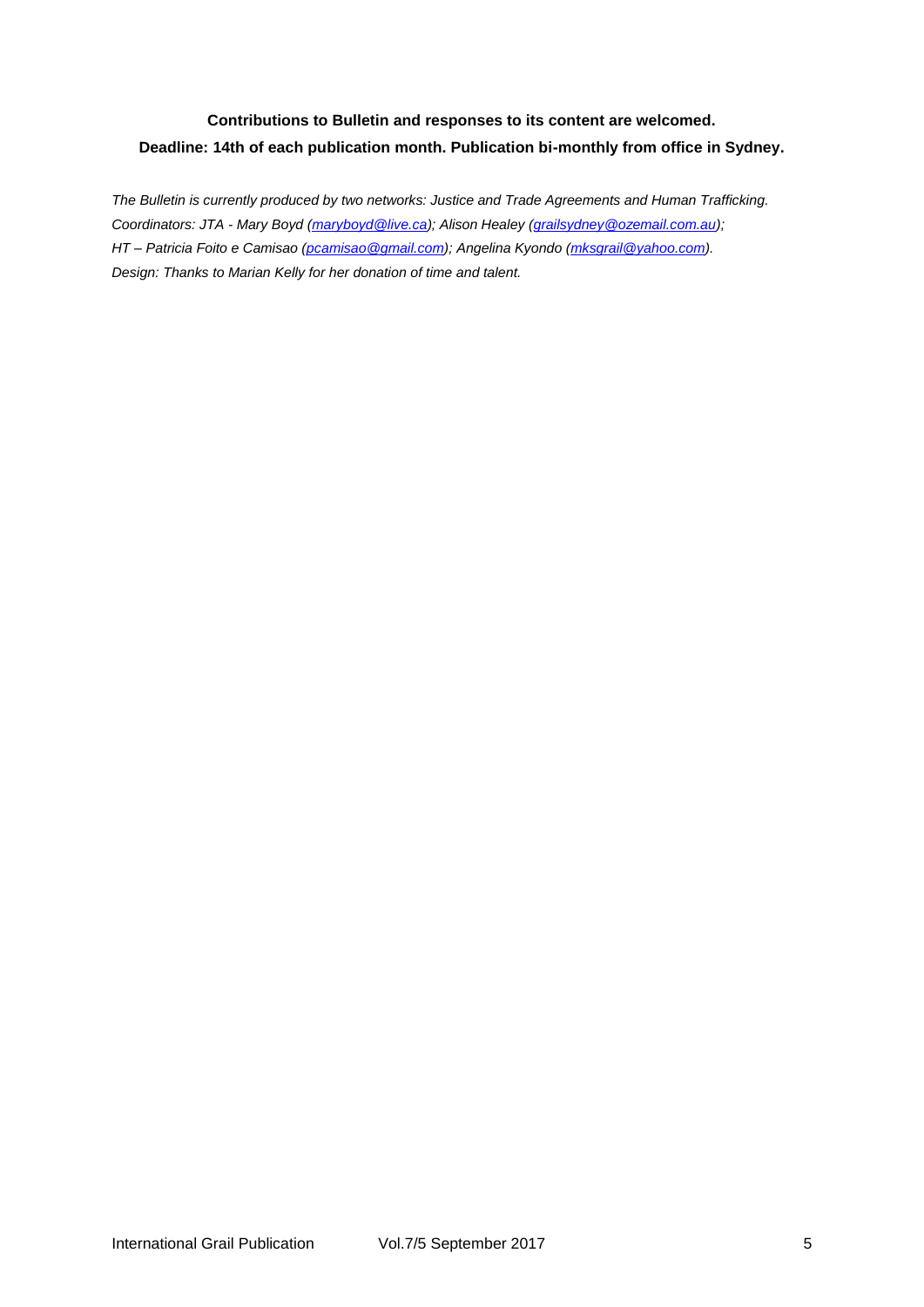**Contributions to Bulletin and responses to its content are welcomed.**
**Deadline: 14th of each publication month. Publication bi-monthly from office in Sydney.**

*The Bulletin is currently produced by two networks: Justice and Trade Agreements and Human Trafficking.*
*Coordinators: JTA - Mary Boyd (maryboyd@live.ca); Alison Healey (grailsydney@ozemail.com.au);*
*HT – Patricia Foito e Camisao (pcamisao@gmail.com); Angelina Kyondo (mksgrail@yahoo.com).*
*Design: Thanks to Marian Kelly for her donation of time and talent.*